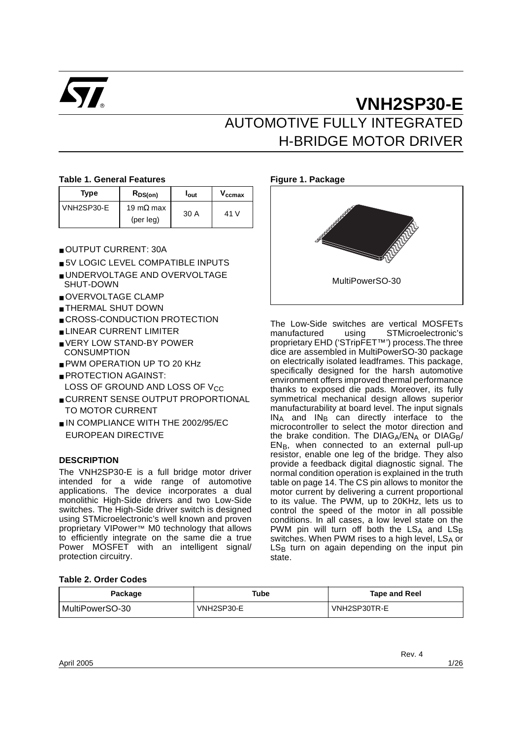# VNH2SP30-E

## AUTOMOTIVE FULLY INTEGRATED H-BRIDGE MOTOR DRIVER

**Table 1. General Features**

| Type | $R_{DS(on)}$ | $I_{out}$ | $V_{ccmax}$ |
|---|---|---|---|
| VNH2SP30-E | 19 mΩ max (per leg) | 30 A | 41 V |

- OUTPUT CURRENT: 30A
- 5V LOGIC LEVEL COMPATIBLE INPUTS
- UNDERVOLTAGE AND OVERVOLTAGE SHUT-DOWN
- OVERVOLTAGE CLAMP
- THERMAL SHUT DOWN
- CROSS-CONDUCTION PROTECTION
- LINEAR CURRENT LIMITER
- VERY LOW STAND-BY POWER CONSUMPTION
- PWM OPERATION UP TO 20 KHz
- PROTECTION AGAINST: LOSS OF GROUND AND LOSS OF $V_{CC}$
- CURRENT SENSE OUTPUT PROPORTIONAL TO MOTOR CURRENT
- IN COMPLIANCE WITH THE 2002/95/EC EUROPEAN DIRECTIVE

**Figure 1. Package**

MultiPowerSO-30

### DESCRIPTION

The VNH2SP30-E is a full bridge motor driver intended for a wide range of automotive applications. The device incorporates a dual monolithic High-Side drivers and two Low-Side switches. The High-Side driver switch is designed using STMicroelectronic's well known and proven proprietary VIPower™ M0 technology that allows to efficiently integrate on the same die a true Power MOSFET with an intelligent signal/ protection circuitry.

The Low-Side switches are vertical MOSFETs manufactured using STMicroelectronic's proprietary EHD ('STripFET™') process.The three dice are assembled in MultiPowerSO-30 package on electrically isolated leadframes. This package, specifically designed for the harsh automotive environment offers improved thermal performance thanks to exposed die pads. Moreover, its fully symmetrical mechanical design allows superior manufacturability at board level. The input signals $IN_A$ and $IN_B$ can directly interface to the microcontroller to select the motor direction and the brake condition. The $DIAG_A/EN_A$ or $DIAG_B/EN_B$, when connected to an external pull-up resistor, enable one leg of the bridge. They also provide a feedback digital diagnostic signal. The normal condition operation is explained in the truth table on page 14. The CS pin allows to monitor the motor current by delivering a current proportional to its value. The PWM, up to 20KHz, lets us to control the speed of the motor in all possible conditions. In all cases, a low level state on the PWM pin will turn off both the $LS_A$ and $LS_B$ switches. When PWM rises to a high level, $LS_A$ or $LS_B$ turn on again depending on the input pin state.

**Table 2. Order Codes**

| Package | Tube | Tape and Reel |
|---|---|---|
| MultiPowerSO-30 | VNH2SP30-E | VNH2SP30TR-E |

April 2005 Rev. 4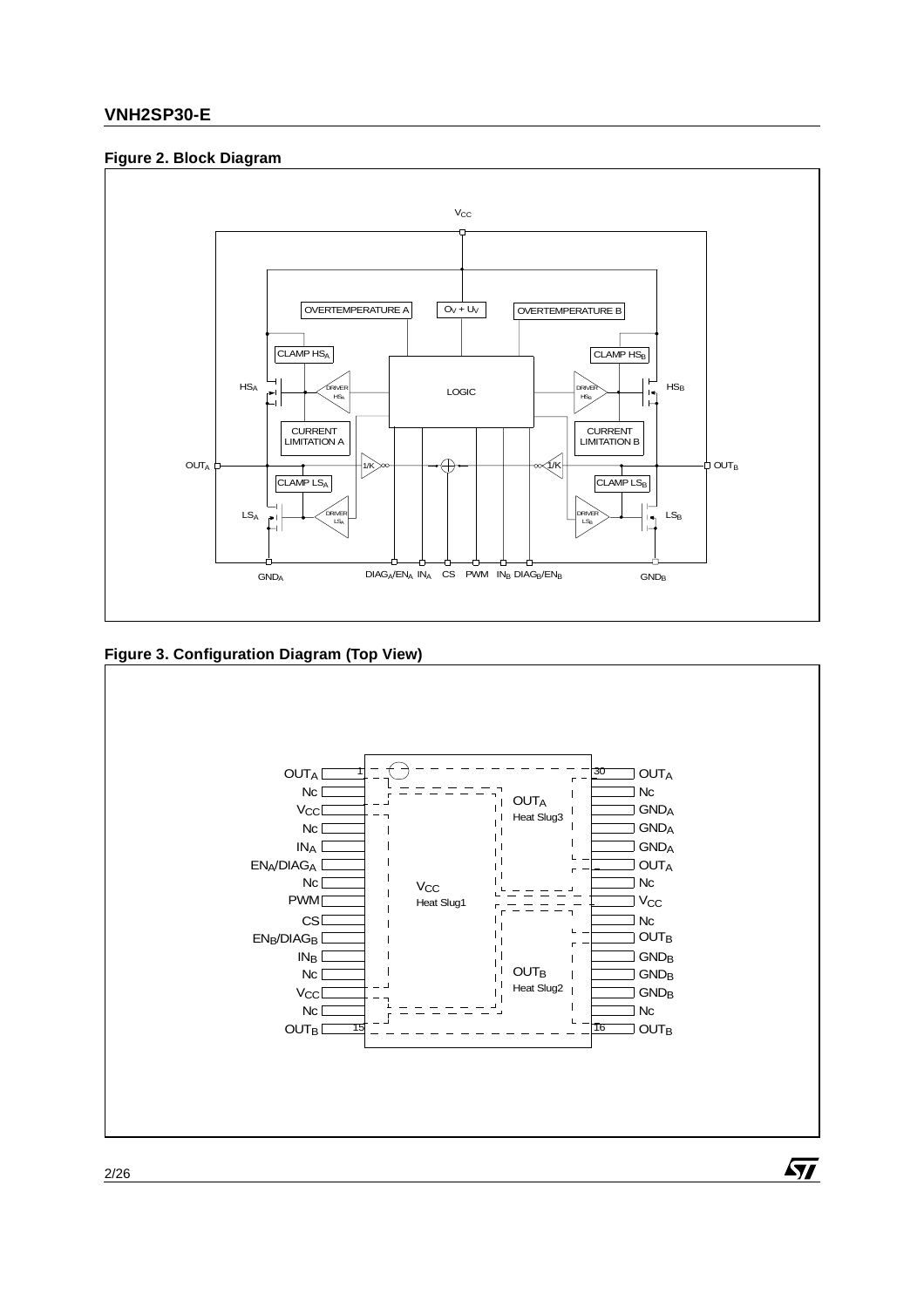### Figure 2. Block Diagram

### Figure 3. Configuration Diagram (Top View)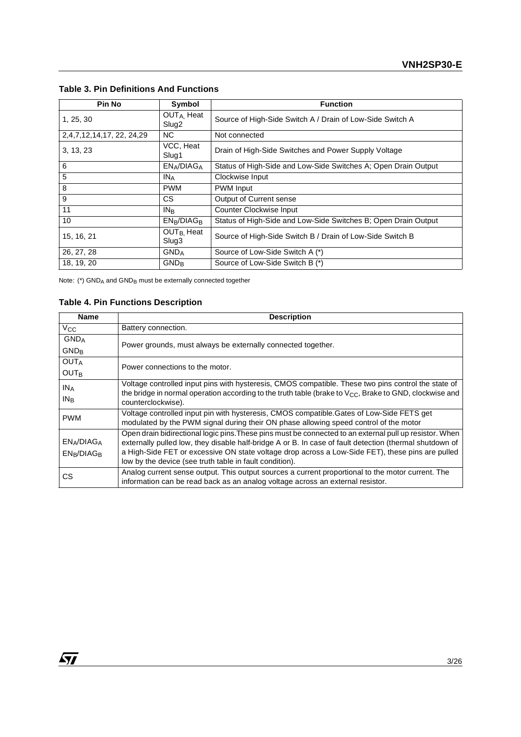**Table 3. Pin Definitions And Functions**

| Pin No | Symbol | Function |
|---|---|---|
| 1, 25, 30 | $OUT_A$, Heat Slug2 | Source of High-Side Switch A / Drain of Low-Side Switch A |
| 2,4,7,12,14,17, 22, 24,29 | NC | Not connected |
| 3, 13, 23 | VCC, Heat Slug1 | Drain of High-Side Switches and Power Supply Voltage |
| 6 | $EN_A/DIAG_A$ | Status of High-Side and Low-Side Switches A; Open Drain Output |
| 5 | $IN_A$ | Clockwise Input |
| 8 | PWM | PWM Input |
| 9 | CS | Output of Current sense |
| 11 | $IN_B$ | Counter Clockwise Input |
| 10 | $EN_B/DIAG_B$ | Status of High-Side and Low-Side Switches B; Open Drain Output |
| 15, 16, 21 | $OUT_B$, Heat Slug3 | Source of High-Side Switch B / Drain of Low-Side Switch B |
| 26, 27, 28 | $GND_A$ | Source of Low-Side Switch A (*) |
| 18, 19, 20 | $GND_B$ | Source of Low-Side Switch B (*) |

Note: (*) $GND_A$ and $GND_B$ must be externally connected together

**Table 4. Pin Functions Description**

| Name | Description |
|---|---|
| $V_{CC}$ | Battery connection. |
| $GND_A$ $GND_B$ | Power grounds, must always be externally connected together. |
| $OUT_A$ $OUT_B$ | Power connections to the motor. |
| $IN_A$ $IN_B$ | Voltage controlled input pins with hysteresis, CMOS compatible. These two pins control the state of the bridge in normal operation according to the truth table (brake to $V_{CC}$, Brake to GND, clockwise and counterclockwise). |
| PWM | Voltage controlled input pin with hysteresis, CMOS compatible.Gates of Low-Side FETS get modulated by the PWM signal during their ON phase allowing speed control of the motor |
| $EN_A/DIAG_A$ $EN_B/DIAG_B$ | Open drain bidirectional logic pins.These pins must be connected to an external pull up resistor. When externally pulled low, they disable half-bridge A or B. In case of fault detection (thermal shutdown of a High-Side FET or excessive ON state voltage drop across a Low-Side FET), these pins are pulled low by the device (see truth table in fault condition). |
| CS | Analog current sense output. This output sources a current proportional to the motor current. The information can be read back as an analog voltage across an external resistor. |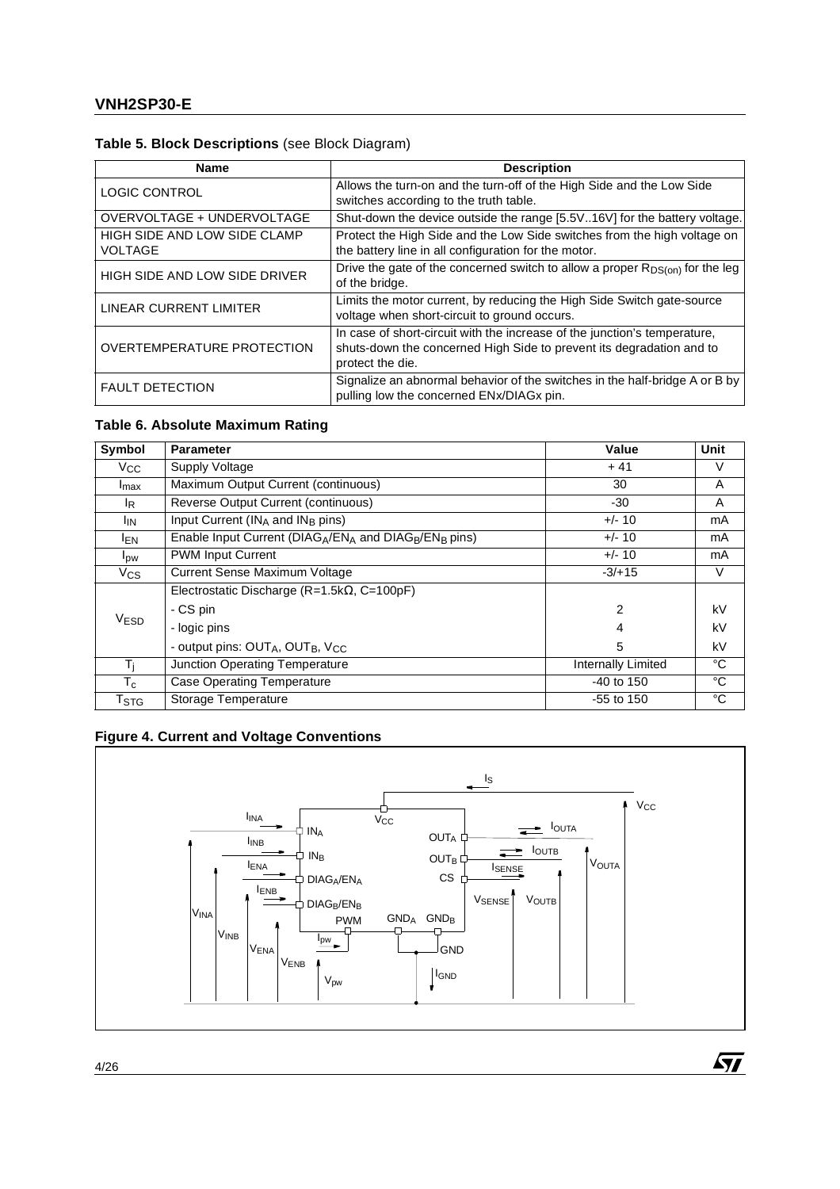### Table 5. Block Descriptions (see Block Diagram)

| Name | Description |
|---|---|
| LOGIC CONTROL | Allows the turn-on and the turn-off of the High Side and the Low Side switches according to the truth table. |
| OVERVOLTAGE + UNDERVOLTAGE | Shut-down the device outside the range [5.5V..16V] for the battery voltage. |
| HIGH SIDE AND LOW SIDE CLAMP VOLTAGE | Protect the High Side and the Low Side switches from the high voltage on the battery line in all configuration for the motor. |
| HIGH SIDE AND LOW SIDE DRIVER | Drive the gate of the concerned switch to allow a proper $R_{DS(on)}$ for the leg of the bridge. |
| LINEAR CURRENT LIMITER | Limits the motor current, by reducing the High Side Switch gate-source voltage when short-circuit to ground occurs. |
| OVERTEMPERATURE PROTECTION | In case of short-circuit with the increase of the junction's temperature, shuts-down the concerned High Side to prevent its degradation and to protect the die. |
| FAULT DETECTION | Signalize an abnormal behavior of the switches in the half-bridge A or B by pulling low the concerned ENx/DIAGx pin. |

### Table 6. Absolute Maximum Rating

| Symbol | Parameter | Value | Unit |
|---|---|---|---|
| $V_{CC}$ | Supply Voltage | + 41 | V |
| $I_{max}$ | Maximum Output Current (continuous) | 30 | A |
| $I_R$ | Reverse Output Current (continuous) | -30 | A |
| $I_{IN}$ | Input Current ($IN_A$ and $IN_B$ pins) | +/- 10 | mA |
| $I_{EN}$ | Enable Input Current ($DIAG_A$/$EN_A$ and $DIAG_B$/$EN_B$ pins) | +/- 10 | mA |
| $I_{pw}$ | PWM Input Current | +/- 10 | mA |
| $V_{CS}$ | Current Sense Maximum Voltage | -3/+15 | V |
| $V_{ESD}$ | Electrostatic Discharge (R=1.5kΩ, C=100pF) | | |
| | - CS pin | 2 | kV |
| | - logic pins | 4 | kV |
| | - output pins: $OUT_A$, $OUT_B$, $V_{CC}$ | 5 | kV |
| $T_j$ | Junction Operating Temperature | Internally Limited | °C |
| $T_c$ | Case Operating Temperature | -40 to 150 | °C |
| $T_{STG}$ | Storage Temperature | -55 to 150 | °C |

### Figure 4. Current and Voltage Conventions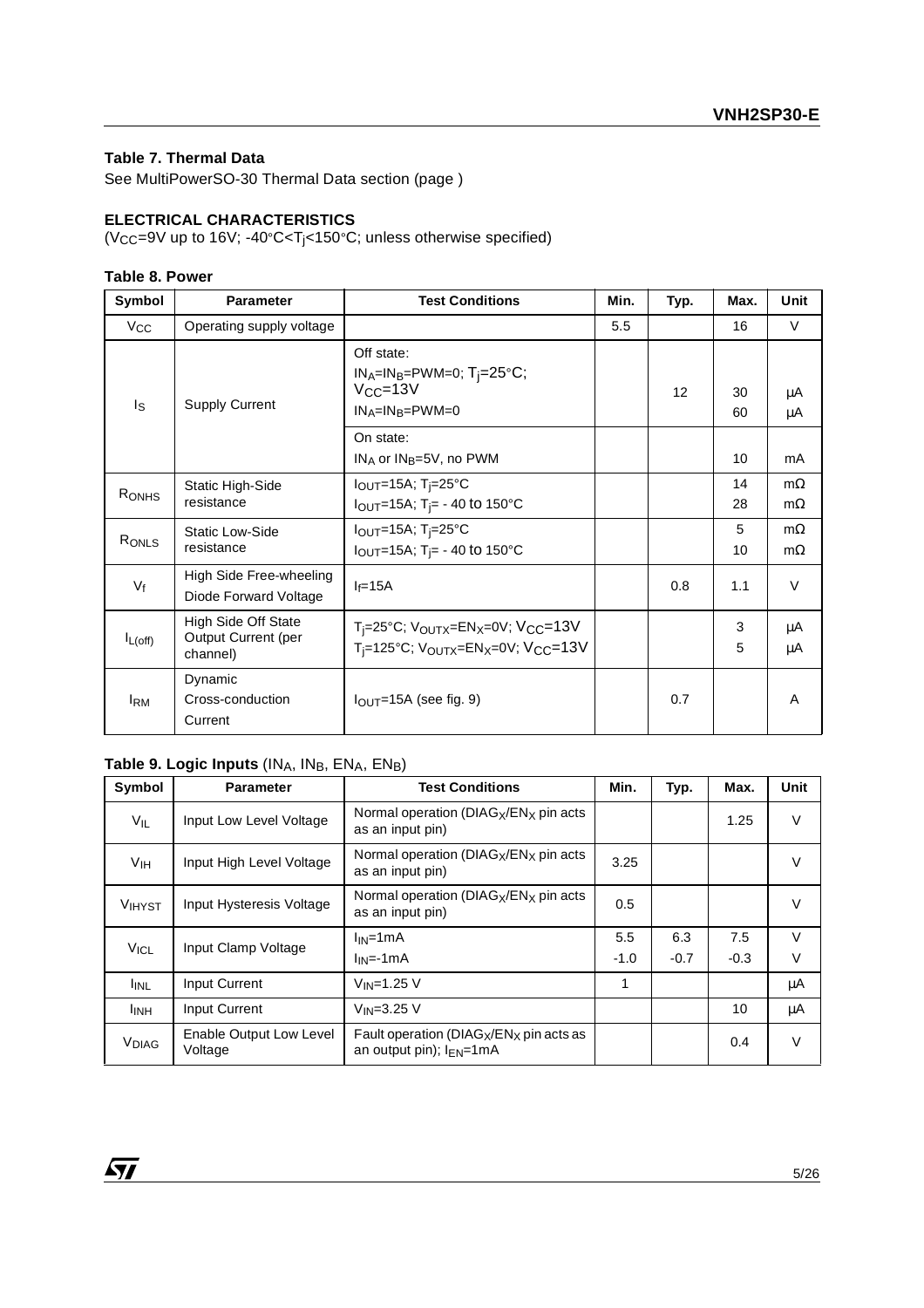**Table 7. Thermal Data**

See MultiPowerSO-30 Thermal Data section (page )

**ELECTRICAL CHARACTERISTICS**

($V_{CC}$=9V up to 16V; -40°C<$T_j$<150°C; unless otherwise specified)

**Table 8. Power**

| Symbol | Parameter | Test Conditions | Min. | Typ. | Max. | Unit |
|---|---|---|---|---|---|---|
| $V_{CC}$ | Operating supply voltage | | 5.5 | | 16 | V |
| $I_S$ | Supply Current | Off state: $IN_A$=$IN_B$=PWM=0; $T_j$=25°C; $V_{CC}$=13V | | 12 | 30 | µA |
| | | $IN_A$=$IN_B$=PWM=0 | | | 60 | µA |
| | | On state: $IN_A$ or $IN_B$=5V, no PWM | | | 10 | mA |
| $R_{ONHS}$ | Static High-Side resistance | $I_{OUT}$=15A; $T_j$=25°C | | | 14 | mΩ |
| | | $I_{OUT}$=15A; $T_j$= - 40 to 150°C | | | 28 | mΩ |
| $R_{ONLS}$ | Static Low-Side resistance | $I_{OUT}$=15A; $T_j$=25°C | | | 5 | mΩ |
| | | $I_{OUT}$=15A; $T_j$= - 40 to 150°C | | | 10 | mΩ |
| $V_f$ | High Side Free-wheeling Diode Forward Voltage | $I_f$=15A | | 0.8 | 1.1 | V |
| $I_{L(off)}$ | High Side Off State Output Current (per channel) | $T_j$=25°C; $V_{OUTX}$=$EN_X$=0V; $V_{CC}$=13V | | | 3 | µA |
| | | $T_j$=125°C; $V_{OUTX}$=$EN_X$=0V; $V_{CC}$=13V | | | 5 | µA |
| $I_{RM}$ | Dynamic Cross-conduction Current | $I_{OUT}$=15A (see fig. 9) | | 0.7 | | A |

**Table 9. Logic Inputs** ($IN_A$, $IN_B$, $EN_A$, $EN_B$)

| Symbol | Parameter | Test Conditions | Min. | Typ. | Max. | Unit |
|---|---|---|---|---|---|---|
| $V_{IL}$ | Input Low Level Voltage | Normal operation ($DIAG_X$/$EN_X$ pin acts as an input pin) | | | 1.25 | V |
| $V_{IH}$ | Input High Level Voltage | Normal operation ($DIAG_X$/$EN_X$ pin acts as an input pin) | 3.25 | | | V |
| $V_{IHYST}$ | Input Hysteresis Voltage | Normal operation ($DIAG_X$/$EN_X$ pin acts as an input pin) | 0.5 | | | V |
| $V_{ICL}$ | Input Clamp Voltage | $I_{IN}$=1mA | 5.5 | 6.3 | 7.5 | V |
| | | $I_{IN}$=-1mA | -1.0 | -0.7 | -0.3 | V |
| $I_{INL}$ | Input Current | $V_{IN}$=1.25 V | 1 | | | µA |
| $I_{INH}$ | Input Current | $V_{IN}$=3.25 V | | | 10 | µA |
| $V_{DIAG}$ | Enable Output Low Level Voltage | Fault operation ($DIAG_X$/$EN_X$ pin acts as an output pin); $I_{EN}$=1mA | | | 0.4 | V |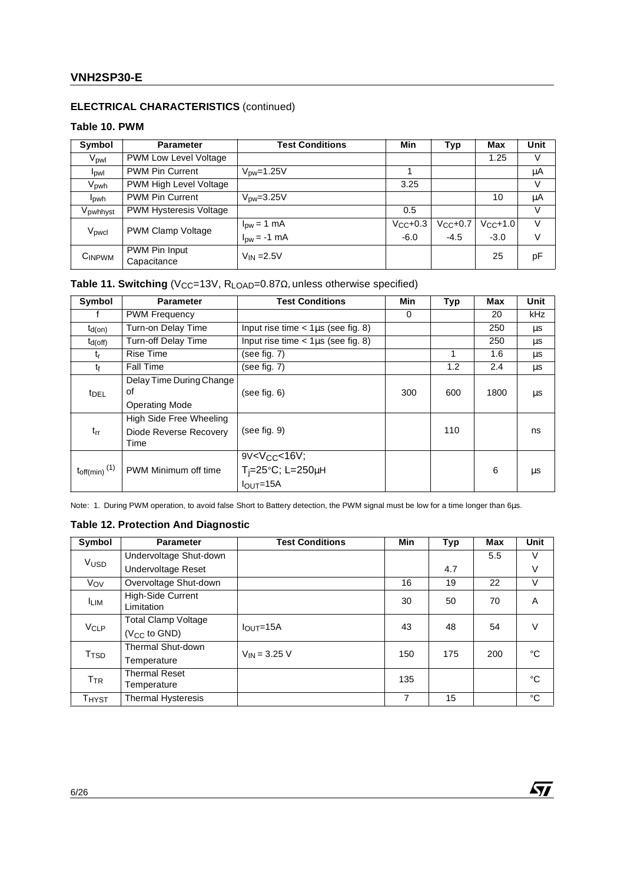## ELECTRICAL CHARACTERISTICS (continued)

### Table 10. PWM

| Symbol | Parameter | Test Conditions | Min | Typ | Max | Unit |
|---|---|---|---|---|---|---|
| $V_{pwl}$ | PWM Low Level Voltage | | | | 1.25 | V |
| $I_{pwl}$ | PWM Pin Current | $V_{pw}$=1.25V | 1 | | | µA |
| $V_{pwh}$ | PWM High Level Voltage | | 3.25 | | | V |
| $I_{pwh}$ | PWM Pin Current | $V_{pw}$=3.25V | | | 10 | µA |
| $V_{pwhhyst}$ | PWM Hysteresis Voltage | | 0.5 | | | V |
| $V_{pwcl}$ | PWM Clamp Voltage | $I_{pw}$ = 1 mA | $V_{CC}$+0.3 | $V_{CC}$+0.7 | $V_{CC}$+1.0 | V |
| | | $I_{pw}$ = -1 mA | -6.0 | -4.5 | -3.0 | V |
| $C_{INPWM}$ | PWM Pin Input Capacitance | $V_{IN}$ =2.5V | | | 25 | pF |

### Table 11. Switching ($V_{CC}$=13V, $R_{LOAD}$=0.87Ω, unless otherwise specified)

| Symbol | Parameter | Test Conditions | Min | Typ | Max | Unit |
|---|---|---|---|---|---|---|
| f | PWM Frequency | | 0 | | 20 | kHz |
| $t_{d(on)}$ | Turn-on Delay Time | Input rise time < 1µs (see fig. 8) | | | 250 | µs |
| $t_{d(off)}$ | Turn-off Delay Time | Input rise time < 1µs (see fig. 8) | | | 250 | µs |
| $t_r$ | Rise Time | (see fig. 7) | | 1 | 1.6 | µs |
| $t_f$ | Fall Time | (see fig. 7) | | 1.2 | 2.4 | µs |
| $t_{DEL}$ | Delay Time During Change of Operating Mode | (see fig. 6) | 300 | 600 | 1800 | µs |
| $t_{rr}$ | High Side Free Wheeling Diode Reverse Recovery Time | (see fig. 9) | | 110 | | ns |
| $t_{off(min)}$ (1) | PWM Minimum off time | 9V<$V_{CC}$<16V; $T_j$=25°C; L=250µH $I_{OUT}$=15A | | | 6 | µs |

Note: 1. During PWM operation, to avoid false Short to Battery detection, the PWM signal must be low for a time longer than 6µs.

### Table 12. Protection And Diagnostic

| Symbol | Parameter | Test Conditions | Min | Typ | Max | Unit |
|---|---|---|---|---|---|---|
| $V_{USD}$ | Undervoltage Shut-down | | | | 5.5 | V |
| | Undervoltage Reset | | | 4.7 | | V |
| $V_{OV}$ | Overvoltage Shut-down | | 16 | 19 | 22 | V |
| $I_{LIM}$ | High-Side Current Limitation | | 30 | 50 | 70 | A |
| $V_{CLP}$ | Total Clamp Voltage ($V_{CC}$ to GND) | $I_{OUT}$=15A | 43 | 48 | 54 | V |
| $T_{TSD}$ | Thermal Shut-down Temperature | $V_{IN}$ = 3.25 V | 150 | 175 | 200 | °C |
| $T_{TR}$ | Thermal Reset Temperature | | 135 | | | °C |
| $T_{HYST}$ | Thermal Hysteresis | | 7 | 15 | | °C |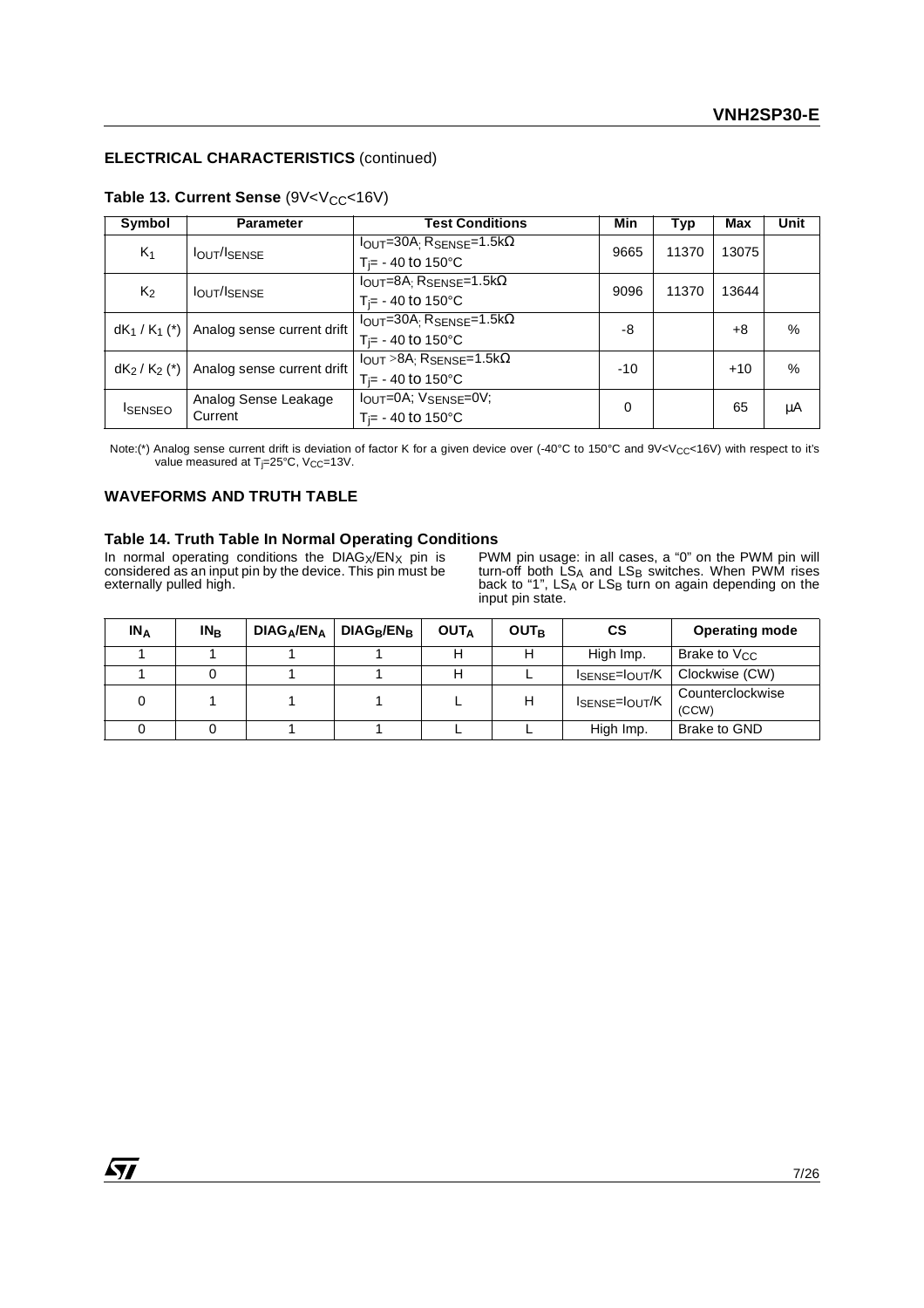### ELECTRICAL CHARACTERISTICS (continued)

**Table 13. Current Sense** ($9V<V_{CC}<16V$)

| Symbol | Parameter | Test Conditions | Min | Typ | Max | Unit |
|---|---|---|---|---|---|---|
| $K_1$ | $I_{OUT}/I_{SENSE}$ | $I_{OUT}$=30A; $R_{SENSE}$=1.5kΩ $T_j$= - 40 to 150°C | 9665 | 11370 | 13075 | |
| $K_2$ | $I_{OUT}/I_{SENSE}$ | $I_{OUT}$=8A; $R_{SENSE}$=1.5kΩ $T_j$= - 40 to 150°C | 9096 | 11370 | 13644 | |
| $dK_1 / K_1$ (*) | Analog sense current drift | $I_{OUT}$=30A; $R_{SENSE}$=1.5kΩ $T_j$= - 40 to 150°C | -8 | | +8 | % |
| $dK_2 / K_2$ (*) | Analog sense current drift | $I_{OUT}$ >8A; $R_{SENSE}$=1.5kΩ $T_j$= - 40 to 150°C | -10 | | +10 | % |
| $I_{SENSEO}$ | Analog Sense Leakage Current | $I_{OUT}$=0A; $V_{SENSE}$=0V; $T_j$= - 40 to 150°C | 0 | | 65 | µA |

Note:(*) Analog sense current drift is deviation of factor K for a given device over (-40°C to 150°C and $9V<V_{CC}<16V$) with respect to it's value measured at $T_j$=25°C, $V_{CC}$=13V.

### WAVEFORMS AND TRUTH TABLE

**Table 14. Truth Table In Normal Operating Conditions**

In normal operating conditions the $DIAG_X/EN_X$ pin is considered as an input pin by the device. This pin must be externally pulled high.

PWM pin usage: in all cases, a "0" on the PWM pin will turn-off both $LS_A$ and $LS_B$ switches. When PWM rises back to "1", $LS_A$ or $LS_B$ turn on again depending on the input pin state.

| $IN_A$ | $IN_B$ | $DIAG_A/EN_A$ | $DIAG_B/EN_B$ | $OUT_A$ | $OUT_B$ | CS | Operating mode |
|---|---|---|---|---|---|---|---|
| 1 | 1 | 1 | 1 | H | H | High Imp. | Brake to $V_{CC}$ |
| 1 | 0 | 1 | 1 | H | L | $I_{SENSE}=I_{OUT}/K$ | Clockwise (CW) |
| 0 | 1 | 1 | 1 | L | H | $I_{SENSE}=I_{OUT}/K$ | Counterclockwise (CCW) |
| 0 | 0 | 1 | 1 | L | L | High Imp. | Brake to GND |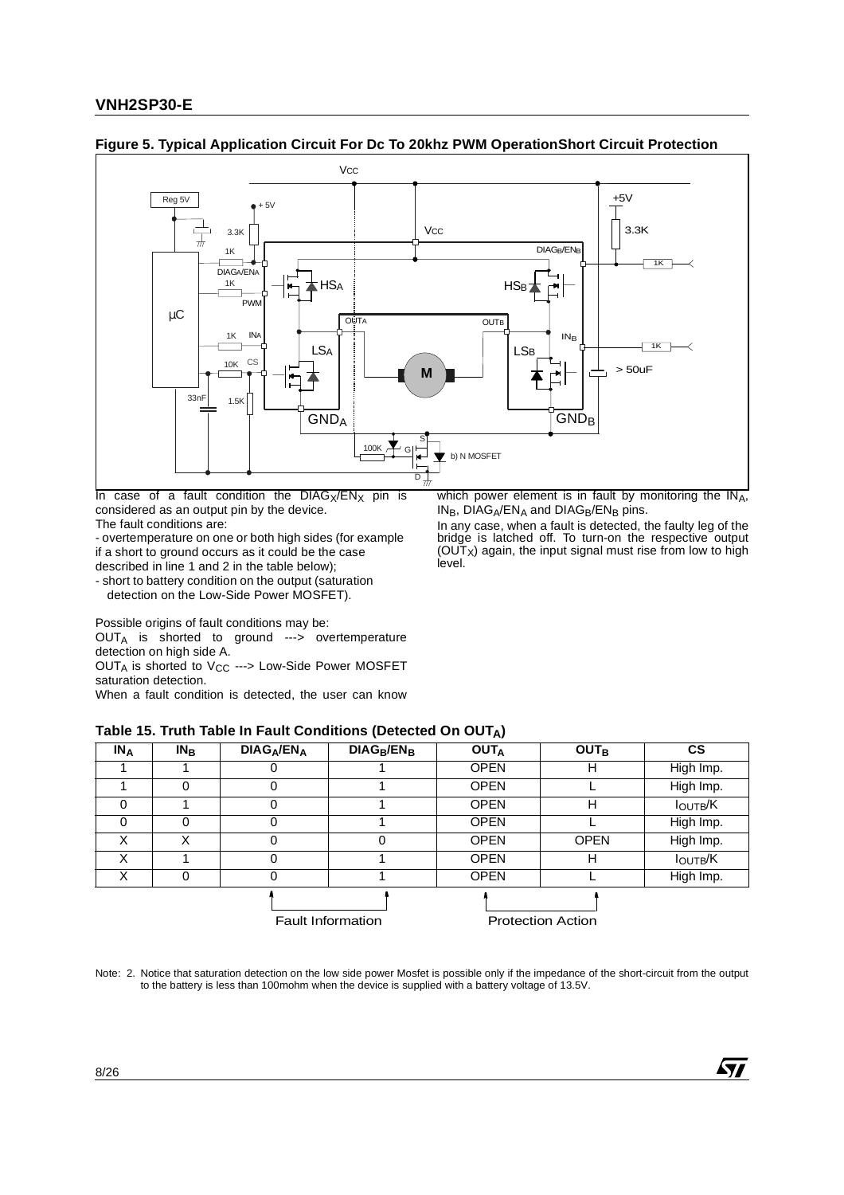**Figure 5. Typical Application Circuit For Dc To 20khz PWM OperationShort Circuit Protection**

In case of a fault condition the $DIAG_X/EN_X$ pin is considered as an output pin by the device.

The fault conditions are:

- overtemperature on one or both high sides (for example if a short to ground occurs as it could be the case described in line 1 and 2 in the table below);
- short to battery condition on the output (saturation detection on the Low-Side Power MOSFET).

Possible origins of fault conditions may be:

$OUT_A$ is shorted to ground ---> overtemperature detection on high side A.

$OUT_A$ is shorted to $V_{CC}$ ---> Low-Side Power MOSFET saturation detection.

When a fault condition is detected, the user can know which power element is in fault by monitoring the $IN_A$, $IN_B$, $DIAG_A/EN_A$ and $DIAG_B/EN_B$ pins.

In any case, when a fault is detected, the faulty leg of the bridge is latched off. To turn-on the respective output ($OUT_X$) again, the input signal must rise from low to high level.

**Table 15. Truth Table In Fault Conditions (Detected On $OUT_A$)**

| $IN_A$ | $IN_B$ | $DIAG_A/EN_A$ | $DIAG_B/EN_B$ | $OUT_A$ | $OUT_B$ | CS |
|---|---|---|---|---|---|---|
| 1 | 1 | 0 | 1 | OPEN | H | High Imp. |
| 1 | 0 | 0 | 1 | OPEN | L | High Imp. |
| 0 | 1 | 0 | 1 | OPEN | H | $I_{OUTB}/K$ |
| 0 | 0 | 0 | 1 | OPEN | L | High Imp. |
| X | X | 0 | 0 | OPEN | OPEN | High Imp. |
| X | 1 | 0 | 1 | OPEN | H | $I_{OUTB}/K$ |
| X | 0 | 0 | 1 | OPEN | L | High Imp. |

Fault Information ($DIAG_A/EN_A$, $DIAG_B/EN_B$) — Protection Action ($OUT_A$, $OUT_B$)

Note: 2. Notice that saturation detection on the low side power Mosfet is possible only if the impedance of the short-circuit from the output to the battery is less than 100mohm when the device is supplied with a battery voltage of 13.5V.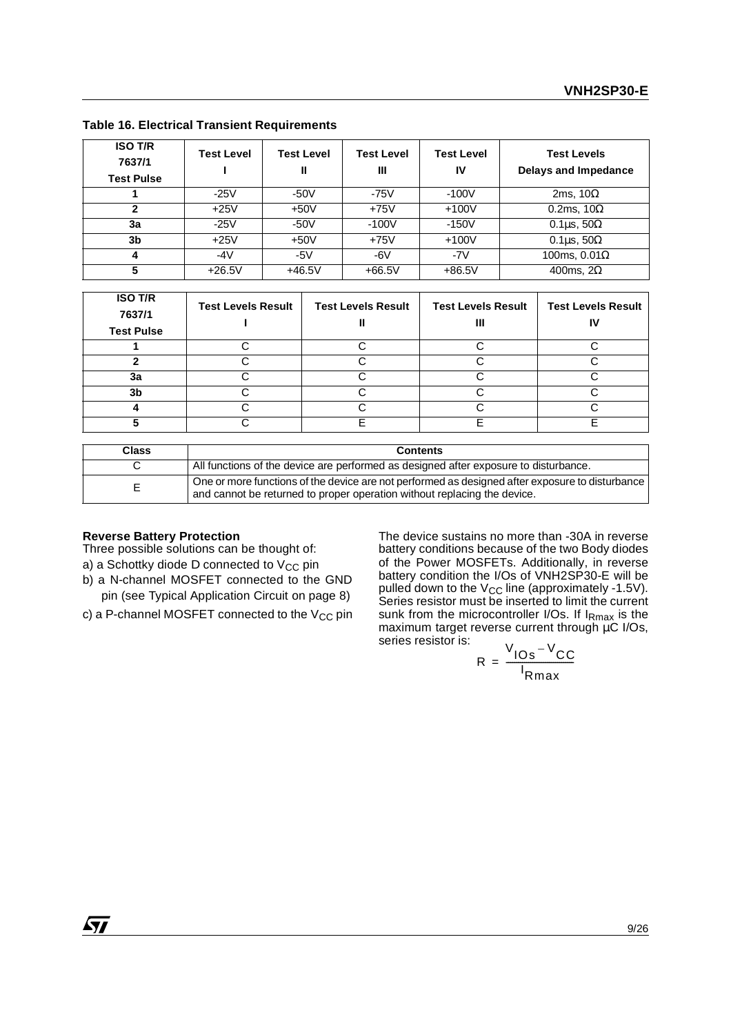**Table 16. Electrical Transient Requirements**

| ISO T/R 7637/1 Test Pulse | Test Level I | Test Level II | Test Level III | Test Level IV | Test Levels Delays and Impedance |
|---|---|---|---|---|---|
| 1 | -25V | -50V | -75V | -100V | 2ms, 10Ω |
| 2 | +25V | +50V | +75V | +100V | 0.2ms, 10Ω |
| 3a | -25V | -50V | -100V | -150V | 0.1µs, 50Ω |
| 3b | +25V | +50V | +75V | +100V | 0.1µs, 50Ω |
| 4 | -4V | -5V | -6V | -7V | 100ms, 0.01Ω |
| 5 | +26.5V | +46.5V | +66.5V | +86.5V | 400ms, 2Ω |

| ISO T/R 7637/1 Test Pulse | Test Levels Result I | Test Levels Result II | Test Levels Result III | Test Levels Result IV |
|---|---|---|---|---|
| 1 | C | C | C | C |
| 2 | C | C | C | C |
| 3a | C | C | C | C |
| 3b | C | C | C | C |
| 4 | C | C | C | C |
| 5 | C | E | E | E |

| Class | Contents |
|---|---|
| C | All functions of the device are performed as designed after exposure to disturbance. |
| E | One or more functions of the device are not performed as designed after exposure to disturbance and cannot be returned to proper operation without replacing the device. |

**Reverse Battery Protection**

Three possible solutions can be thought of:

a) a Schottky diode D connected to $V_{CC}$ pin

b) a N-channel MOSFET connected to the GND pin (see Typical Application Circuit on page 8)

c) a P-channel MOSFET connected to the $V_{CC}$ pin

The device sustains no more than -30A in reverse battery conditions because of the two Body diodes of the Power MOSFETs. Additionally, in reverse battery condition the I/Os of VNH2SP30-E will be pulled down to the $V_{CC}$ line (approximately -1.5V). Series resistor must be inserted to limit the current sunk from the microcontroller I/Os. If $I_{Rmax}$ is the maximum target reverse current through µC I/Os, series resistor is:

$$R = \frac{V_{IOs} - V_{CC}}{I_{Rmax}}$$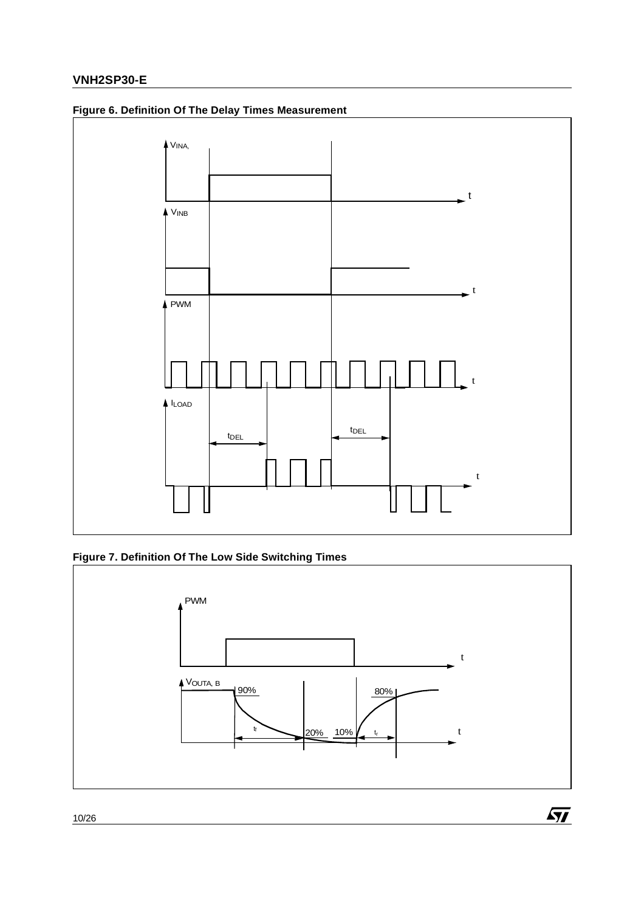**Figure 6. Definition Of The Delay Times Measurement**

**Figure 7. Definition Of The Low Side Switching Times**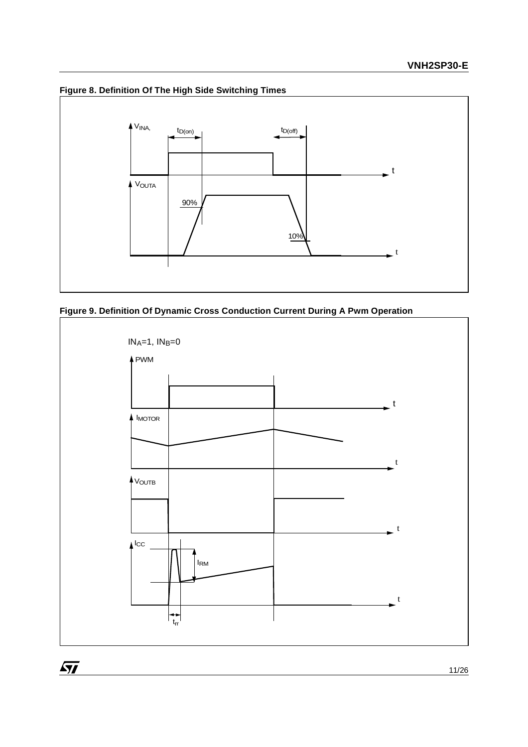**Figure 8. Definition Of The High Side Switching Times**

**Figure 9. Definition Of Dynamic Cross Conduction Current During A Pwm Operation**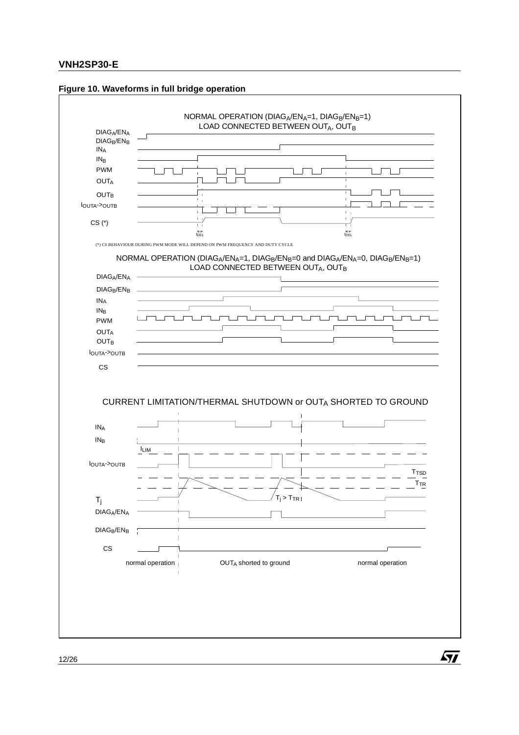**Figure 10. Waveforms in full bridge operation**

NORMAL OPERATION ($DIAG_A/EN_A$=1, $DIAG_B/EN_B$=1)
LOAD CONNECTED BETWEEN $OUT_A$, $OUT_B$

$DIAG_A/EN_A$

$DIAG_B/EN_B$

$IN_A$

$IN_B$

PWM

$OUT_A$

$OUT_B$

$I_{OUTA \rightarrow OUTB}$

CS (*)

$t_{DEL}$ $t_{DEL}$

(*) CS BEHAVIOUR DURING PWM MODE WILL DEPEND ON PWM FREQUENCY AND DUTY CYCLE

NORMAL OPERATION ($DIAG_A/EN_A$=1, $DIAG_B/EN_B$=0 and $DIAG_A/EN_A$=0, $DIAG_B/EN_B$=1)
LOAD CONNECTED BETWEEN $OUT_A$, $OUT_B$

$DIAG_A/EN_A$

$DIAG_B/EN_B$

$IN_A$

$IN_B$

PWM

$OUT_A$

$OUT_B$

$I_{OUTA \rightarrow OUTB}$

CS

CURRENT LIMITATION/THERMAL SHUTDOWN or $OUT_A$ SHORTED TO GROUND

$IN_A$

$IN_B$

$I_{LIM}$

$I_{OUTA \rightarrow OUTB}$

$T_{TSD}$

$T_{TR}$

$T_j$

$T_j > T_{TR}$

$DIAG_A/EN_A$

$DIAG_B/EN_B$

CS

normal operation | $OUT_A$ shorted to ground | normal operation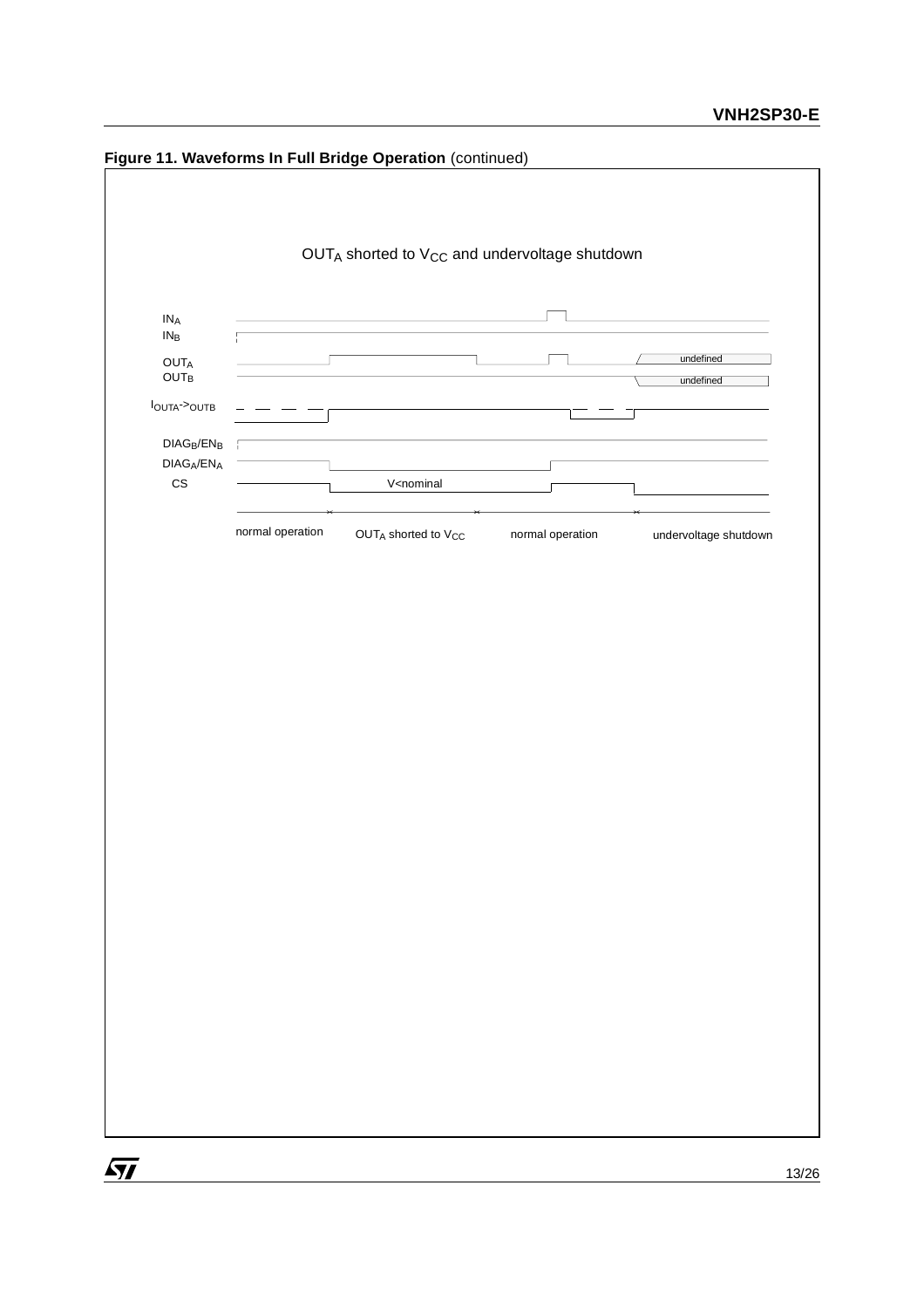**Figure 11. Waveforms In Full Bridge Operation** (continued)

$OUT_A$ shorted to $V_{CC}$ and undervoltage shutdown

$IN_A$
$IN_B$

$OUT_A$
$OUT_B$

undefined
undefined

$I_{OUTA->OUTB}$

$DIAG_B/EN_B$
$DIAG_A/EN_A$
CS

V<nominal

normal operation | $OUT_A$ shorted to $V_{CC}$ | normal operation | undervoltage shutdown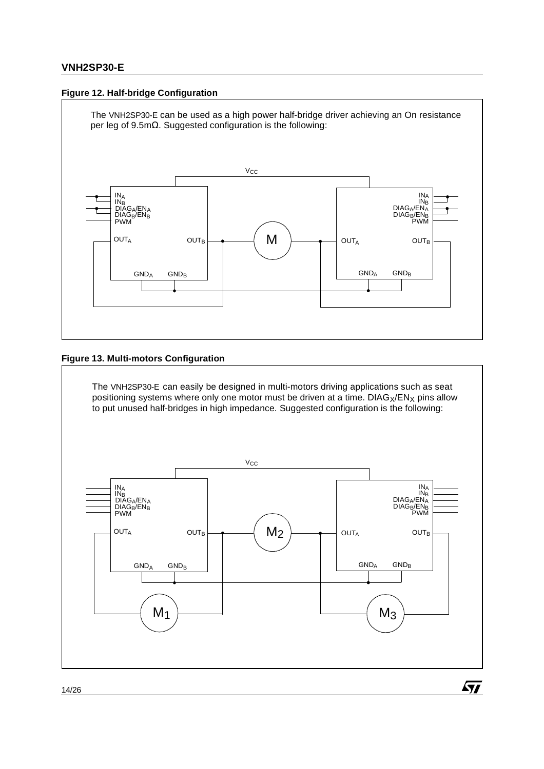**Figure 12. Half-bridge Configuration**

The VNH2SP30-E can be used as a high power half-bridge driver achieving an On resistance per leg of 9.5mΩ. Suggested configuration is the following:

**Figure 13. Multi-motors Configuration**

The VNH2SP30-E can easily be designed in multi-motors driving applications such as seat positioning systems where only one motor must be driven at a time. $DIAG_X/EN_X$ pins allow to put unused half-bridges in high impedance. Suggested configuration is the following: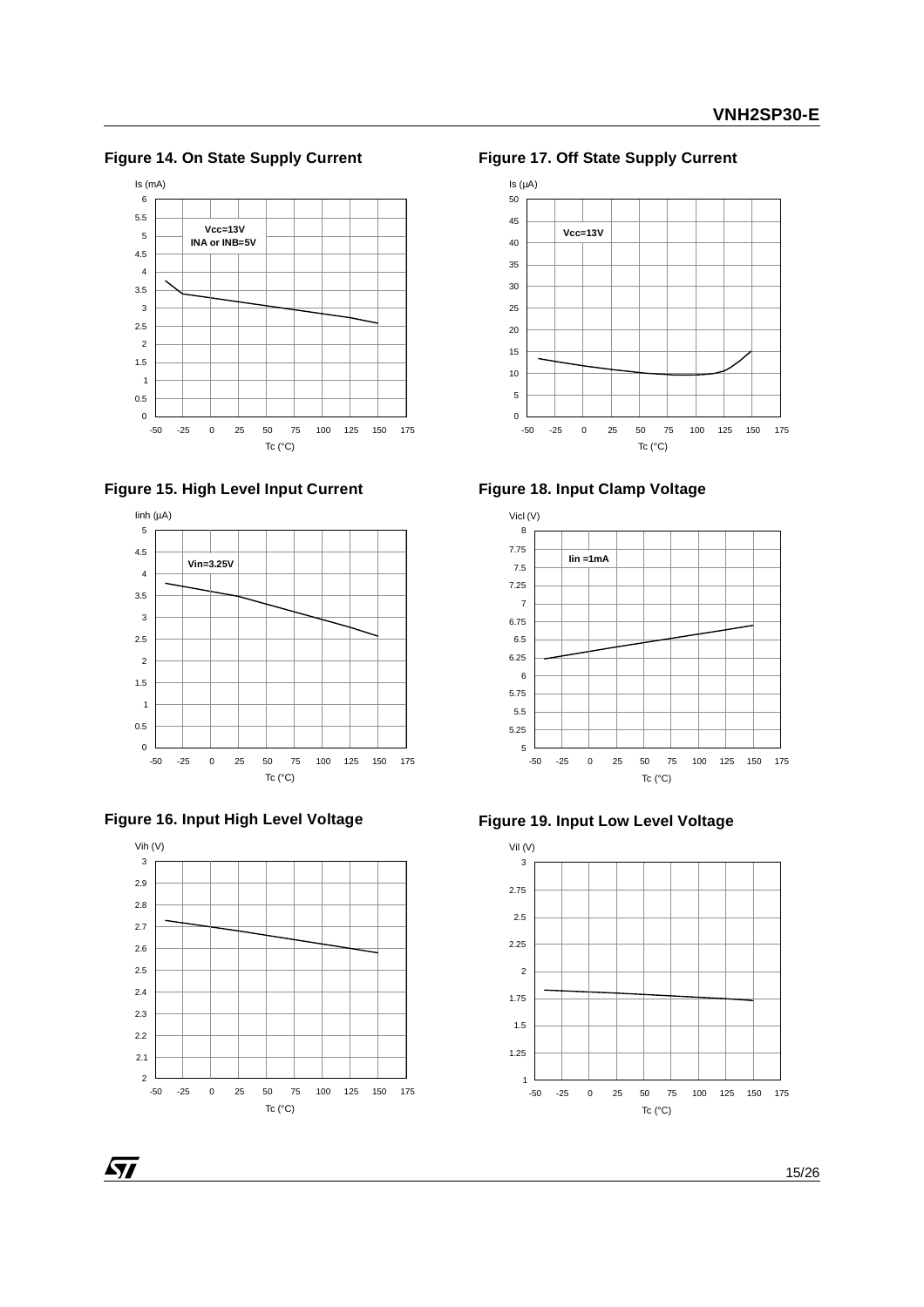**Figure 14. On State Supply Current**

Is (mA) vs Tc (°C); Vcc=13V, INA or INB=5V

**Figure 15. High Level Input Current**

Iinh (µA) vs Tc (°C); Vin=3.25V

**Figure 16. Input High Level Voltage**

Vih (V) vs Tc (°C)

**Figure 17. Off State Supply Current**

Is (µA) vs Tc (°C); Vcc=13V

**Figure 18. Input Clamp Voltage**

Vicl (V) vs Tc (°C); Iin =1mA

**Figure 19. Input Low Level Voltage**

Vil (V) vs Tc (°C)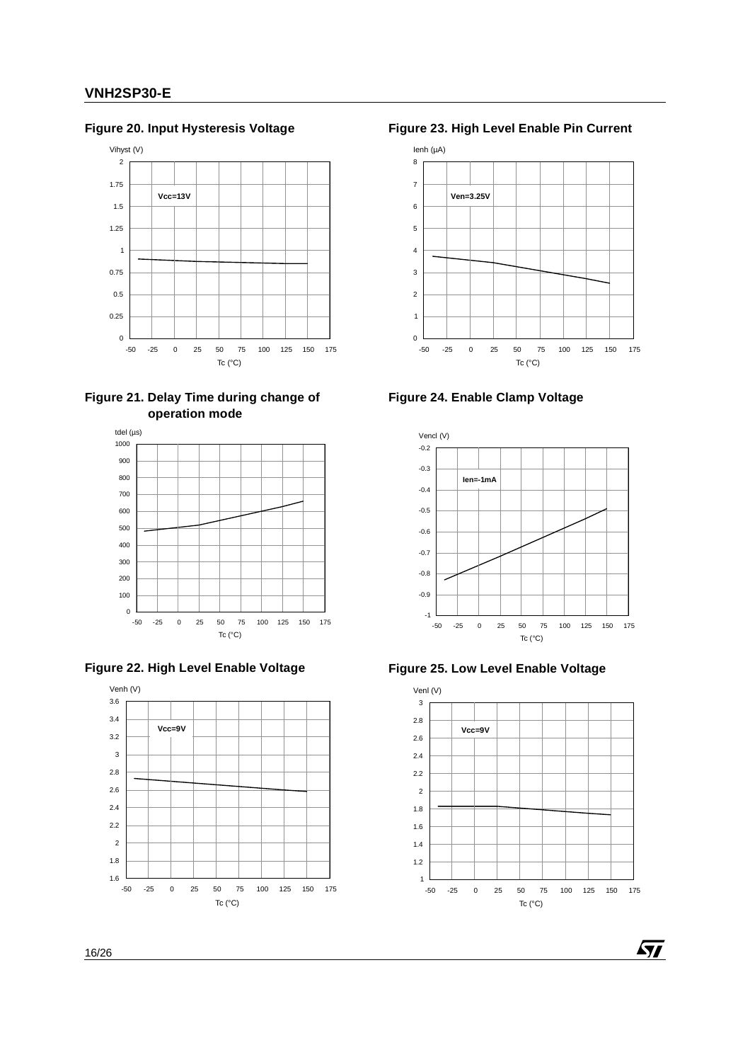**Figure 20. Input Hysteresis Voltage**

**Figure 21. Delay Time during change of operation mode**

**Figure 22. High Level Enable Voltage**

**Figure 23. High Level Enable Pin Current**

**Figure 24. Enable Clamp Voltage**

**Figure 25. Low Level Enable Voltage**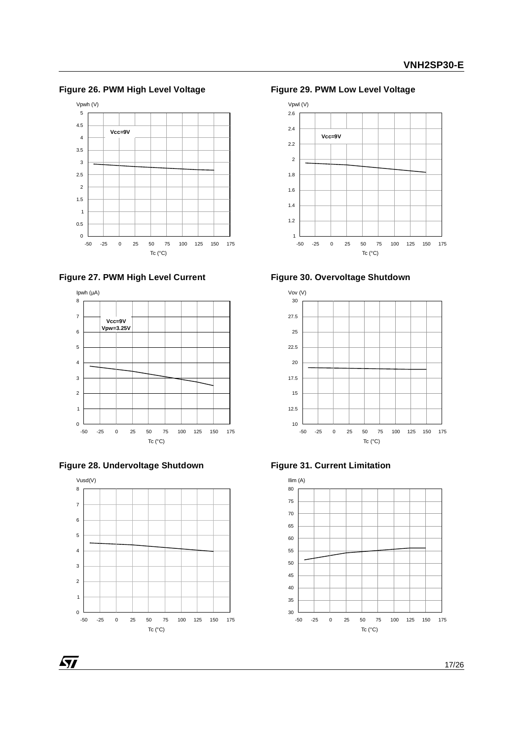**Figure 26. PWM High Level Voltage**

**Figure 29. PWM Low Level Voltage**

**Figure 27. PWM High Level Current**

**Figure 30. Overvoltage Shutdown**

**Figure 28. Undervoltage Shutdown**

**Figure 31. Current Limitation**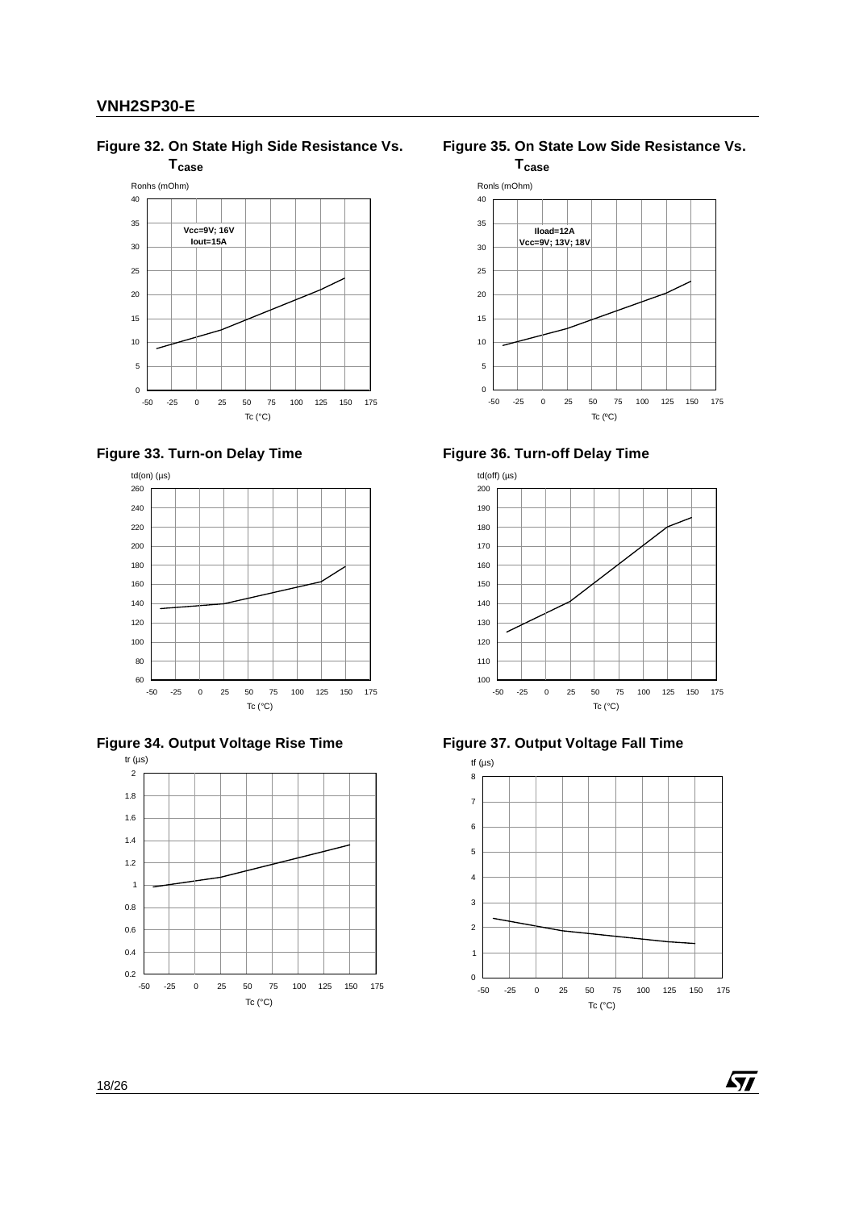**Figure 32. On State High Side Resistance Vs. $T_{case}$**

Ronhs (mOhm)

Vcc=9V; 16V
Iout=15A

Tc (°C)

**Figure 33. Turn-on Delay Time**

td(on) (µs)

Tc (°C)

**Figure 34. Output Voltage Rise Time**

tr (µs)

Tc (°C)

**Figure 35. On State Low Side Resistance Vs. $T_{case}$**

Ronls (mOhm)

Iload=12A
Vcc=9V; 13V; 18V

Tc (ºC)

**Figure 36. Turn-off Delay Time**

td(off) (µs)

Tc (°C)

**Figure 37. Output Voltage Fall Time**

tf (µs)

Tc (°C)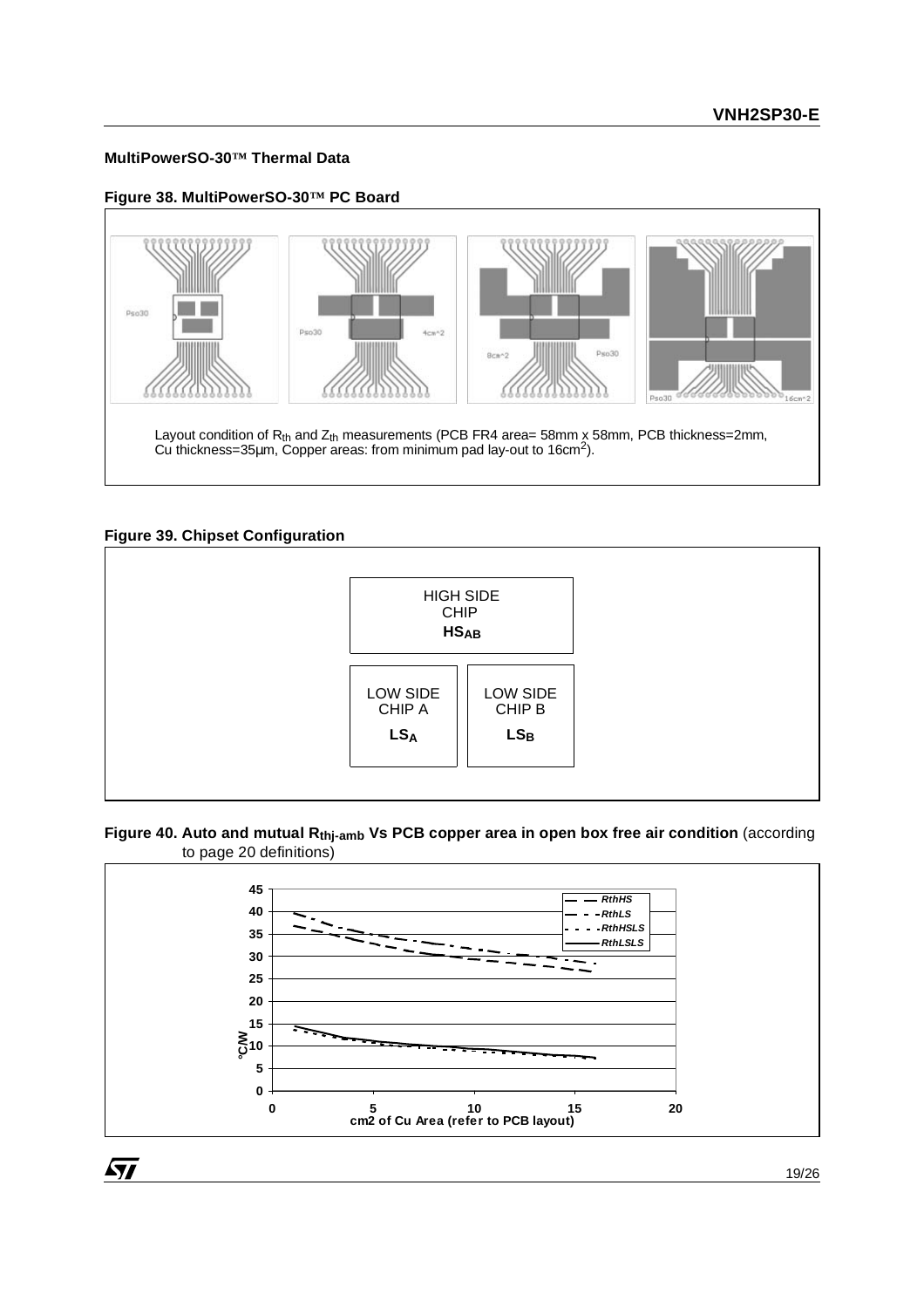### MultiPowerSO-30™ Thermal Data

**Figure 38. MultiPowerSO-30™ PC Board**

Layout condition of $R_{th}$ and $Z_{th}$ measurements (PCB FR4 area= 58mm x 58mm, PCB thickness=2mm, Cu thickness=35µm, Copper areas: from minimum pad lay-out to 16cm$^2$).

**Figure 39. Chipset Configuration**

| HIGH SIDE CHIP $HS_{AB}$ | |
|---|---|
| LOW SIDE CHIP A $LS_A$ | LOW SIDE CHIP B $LS_B$ |

**Figure 40. Auto and mutual $R_{thj-amb}$ Vs PCB copper area in open box free air condition** (according to page 20 definitions)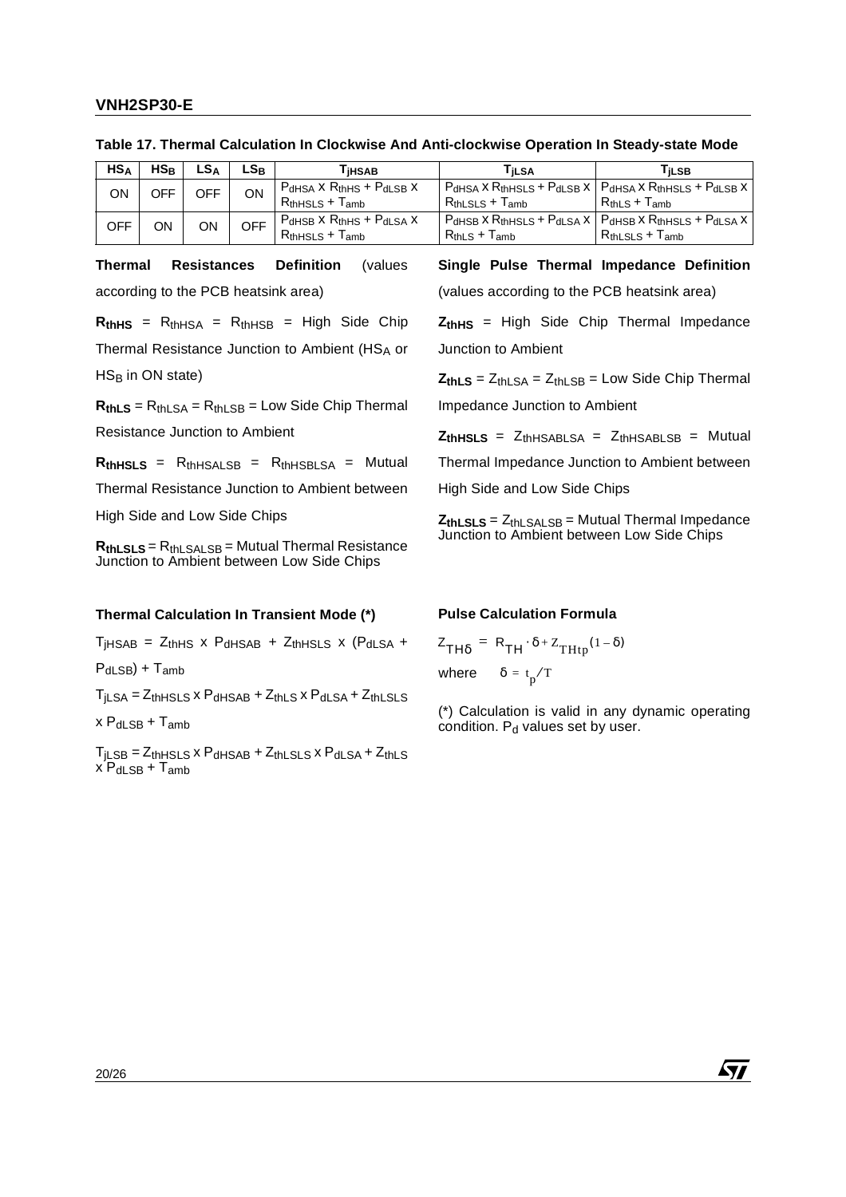**Table 17. Thermal Calculation In Clockwise And Anti-clockwise Operation In Steady-state Mode**

| $HS_A$ | $HS_B$ | $LS_A$ | $LS_B$ | $T_{jHSAB}$ | $T_{jLSA}$ | $T_{jLSB}$ |
|---|---|---|---|---|---|---|
| ON | OFF | OFF | ON | $P_{dHSA} \times R_{thHS} + P_{dLSB} \times R_{thHSLS} + T_{amb}$ | $P_{dHSA} \times R_{thHSLS} + P_{dLSB} \times R_{thLSLS} + T_{amb}$ | $P_{dHSA} \times R_{thHSLS} + P_{dLSB} \times R_{thLS} + T_{amb}$ |
| OFF | ON | ON | OFF | $P_{dHSB} \times R_{thHS} + P_{dLSA} \times R_{thHSLS} + T_{amb}$ | $P_{dHSB} \times R_{thHSLS} + P_{dLSA} \times R_{thLS} + T_{amb}$ | $P_{dHSB} \times R_{thHSLS} + P_{dLSA} \times R_{thLSLS} + T_{amb}$ |

**Thermal Resistances Definition** (values according to the PCB heatsink area)

$\mathbf{R_{thHS}} = R_{thHSA} = R_{thHSB}$ = High Side Chip Thermal Resistance Junction to Ambient ($HS_A$ or $HS_B$ in ON state)

$\mathbf{R_{thLS}} = R_{thLSA} = R_{thLSB}$ = Low Side Chip Thermal Resistance Junction to Ambient

$\mathbf{R_{thHSLS}} = R_{thHSALSB} = R_{thHSBLSA}$ = Mutual Thermal Resistance Junction to Ambient between High Side and Low Side Chips

$\mathbf{R_{thLSLS}} = R_{thLSALSB}$ = Mutual Thermal Resistance Junction to Ambient between Low Side Chips

**Single Pulse Thermal Impedance Definition** (values according to the PCB heatsink area)

$\mathbf{Z_{thHS}}$ = High Side Chip Thermal Impedance Junction to Ambient

$\mathbf{Z_{thLS}} = Z_{thLSA} = Z_{thLSB}$ = Low Side Chip Thermal Impedance Junction to Ambient

$\mathbf{Z_{thHSLS}} = Z_{thHSABLSA} = Z_{thHSABLSB}$ = Mutual Thermal Impedance Junction to Ambient between High Side and Low Side Chips

$\mathbf{Z_{thLSLS}} = Z_{thLSALSB}$ = Mutual Thermal Impedance Junction to Ambient between Low Side Chips

**Thermal Calculation In Transient Mode (\*)**

$T_{jHSAB} = Z_{thHS} \times P_{dHSAB} + Z_{thHSLS} \times (P_{dLSA} + P_{dLSB}) + T_{amb}$

$T_{jLSA} = Z_{thHSLS} \times P_{dHSAB} + Z_{thLS} \times P_{dLSA} + Z_{thLSLS} \times P_{dLSB} + T_{amb}$

$T_{jLSB} = Z_{thHSLS} \times P_{dHSAB} + Z_{thLSLS} \times P_{dLSA} + Z_{thLS} \times P_{dLSB} + T_{amb}$

**Pulse Calculation Formula**

$$Z_{TH\delta} = R_{TH} \cdot \delta + Z_{THtp}(1 - \delta)$$

where $\delta = t_p / T$

(\*) Calculation is valid in any dynamic operating condition. $P_d$ values set by user.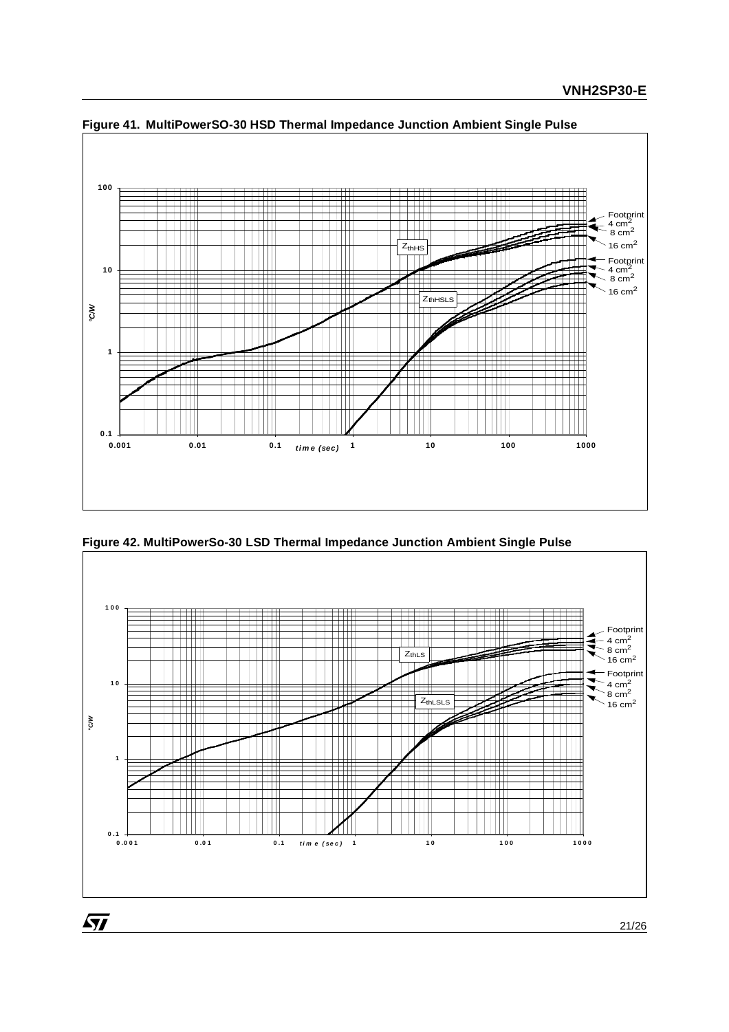**Figure 41. MultiPowerSO-30 HSD Thermal Impedance Junction Ambient Single Pulse**

**Figure 42. MultiPowerSo-30 LSD Thermal Impedance Junction Ambient Single Pulse**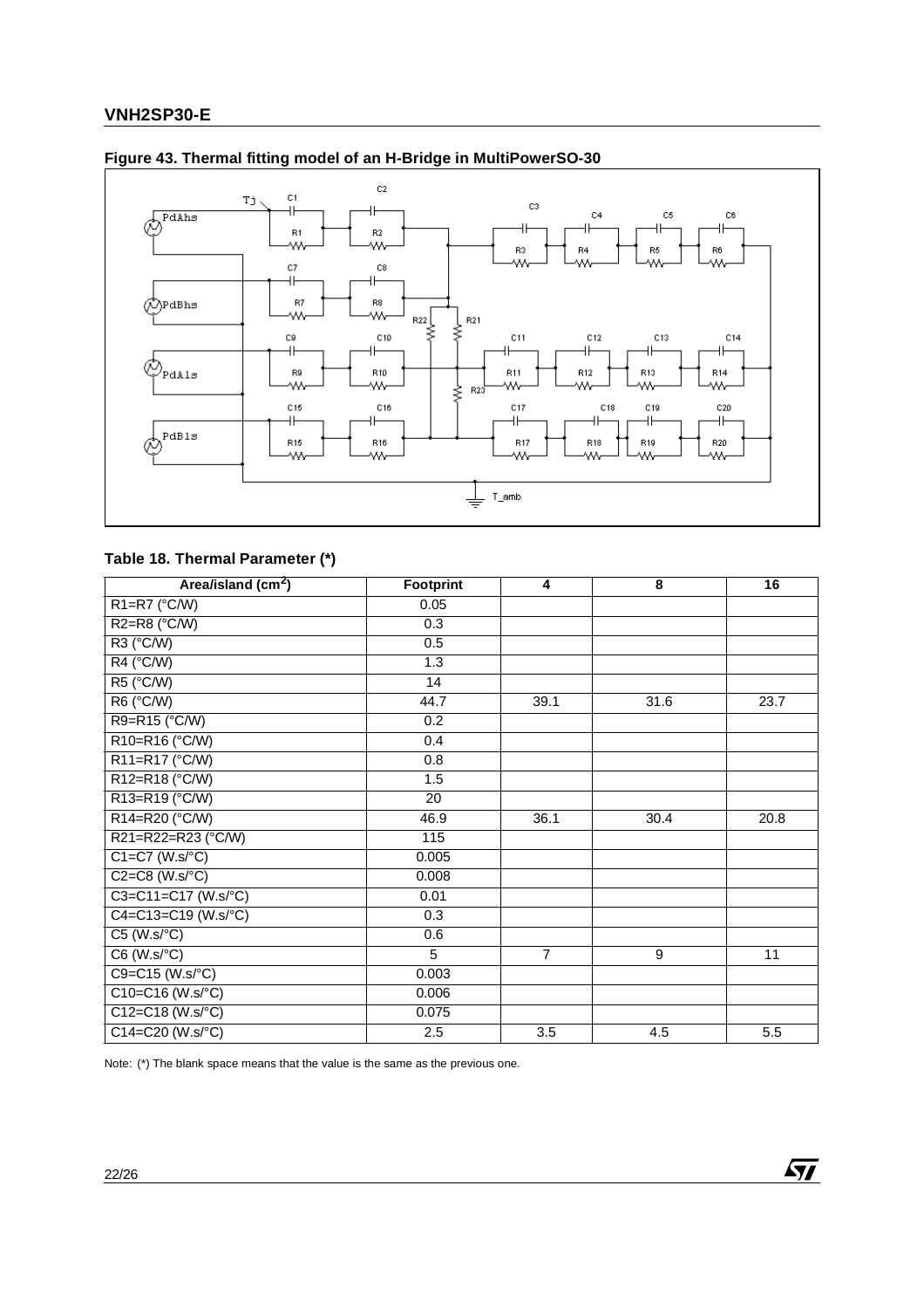**Figure 43. Thermal fitting model of an H-Bridge in MultiPowerSO-30**

**Table 18. Thermal Parameter (*)**

| Area/island ($cm^2$) | Footprint | 4 | 8 | 16 |
|---|---|---|---|---|
| R1=R7 (°C/W) | 0.05 | | | |
| R2=R8 (°C/W) | 0.3 | | | |
| R3 (°C/W) | 0.5 | | | |
| R4 (°C/W) | 1.3 | | | |
| R5 (°C/W) | 14 | | | |
| R6 (°C/W) | 44.7 | 39.1 | 31.6 | 23.7 |
| R9=R15 (°C/W) | 0.2 | | | |
| R10=R16 (°C/W) | 0.4 | | | |
| R11=R17 (°C/W) | 0.8 | | | |
| R12=R18 (°C/W) | 1.5 | | | |
| R13=R19 (°C/W) | 20 | | | |
| R14=R20 (°C/W) | 46.9 | 36.1 | 30.4 | 20.8 |
| R21=R22=R23 (°C/W) | 115 | | | |
| C1=C7 (W.s/°C) | 0.005 | | | |
| C2=C8 (W.s/°C) | 0.008 | | | |
| C3=C11=C17 (W.s/°C) | 0.01 | | | |
| C4=C13=C19 (W.s/°C) | 0.3 | | | |
| C5 (W.s/°C) | 0.6 | | | |
| C6 (W.s/°C) | 5 | 7 | 9 | 11 |
| C9=C15 (W.s/°C) | 0.003 | | | |
| C10=C16 (W.s/°C) | 0.006 | | | |
| C12=C18 (W.s/°C) | 0.075 | | | |
| C14=C20 (W.s/°C) | 2.5 | 3.5 | 4.5 | 5.5 |

Note: (*) The blank space means that the value is the same as the previous one.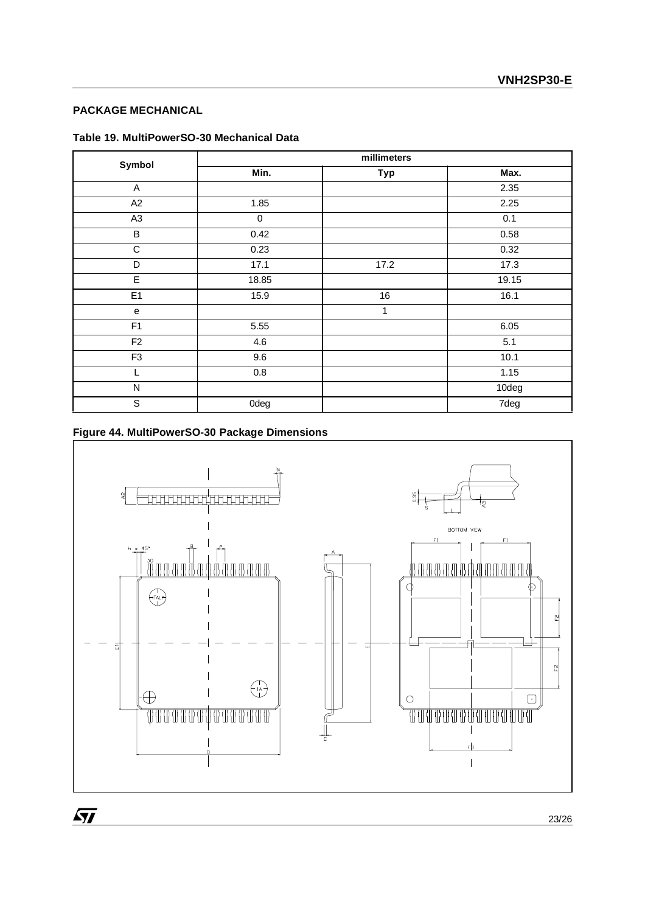## PACKAGE MECHANICAL

**Table 19. MultiPowerSO-30 Mechanical Data**

| Symbol | millimeters | | |
|---|---|---|---|
| | Min. | Typ | Max. |
| A | | | 2.35 |
| A2 | 1.85 | | 2.25 |
| A3 | 0 | | 0.1 |
| B | 0.42 | | 0.58 |
| C | 0.23 | | 0.32 |
| D | 17.1 | 17.2 | 17.3 |
| E | 18.85 | | 19.15 |
| E1 | 15.9 | 16 | 16.1 |
| e | | 1 | |
| F1 | 5.55 | | 6.05 |
| F2 | 4.6 | | 5.1 |
| F3 | 9.6 | | 10.1 |
| L | 0.8 | | 1.15 |
| N | | | 10deg |
| S | 0deg | | 7deg |

**Figure 44. MultiPowerSO-30 Package Dimensions**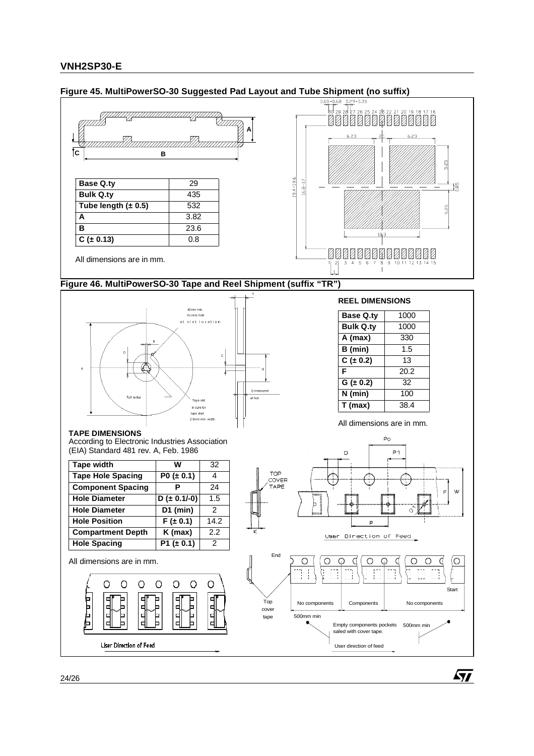## Figure 45. MultiPowerSO-30 Suggested Pad Layout and Tube Shipment (no suffix)

| Base Q.ty | 29 |
|---|---|
| Bulk Q.ty | 435 |
| Tube length (± 0.5) | 532 |
| A | 3.82 |
| B | 23.6 |
| C (± 0.13) | 0.8 |

All dimensions are in mm.

## Figure 46. MultiPowerSO-30 Tape and Reel Shipment (suffix "TR")

**REEL DIMENSIONS**

| Base Q.ty | 1000 |
|---|---|
| Bulk Q.ty | 1000 |
| A (max) | 330 |
| B (min) | 1.5 |
| C (± 0.2) | 13 |
| F | 20.2 |
| G (± 0.2) | 32 |
| N (min) | 100 |
| T (max) | 38.4 |

All dimensions are in mm.

**TAPE DIMENSIONS**

According to Electronic Industries Association (EIA) Standard 481 rev. A, Feb. 1986

| Tape width | W | 32 |
|---|---|---|
| Tape Hole Spacing | P0 (± 0.1) | 4 |
| Component Spacing | P | 24 |
| Hole Diameter | D (± 0.1/-0) | 1.5 |
| Hole Diameter | D1 (min) | 2 |
| Hole Position | F (± 0.1) | 14.2 |
| Compartment Depth | K (max) | 2.2 |
| Hole Spacing | P1 (± 0.1) | 2 |

All dimensions are in mm.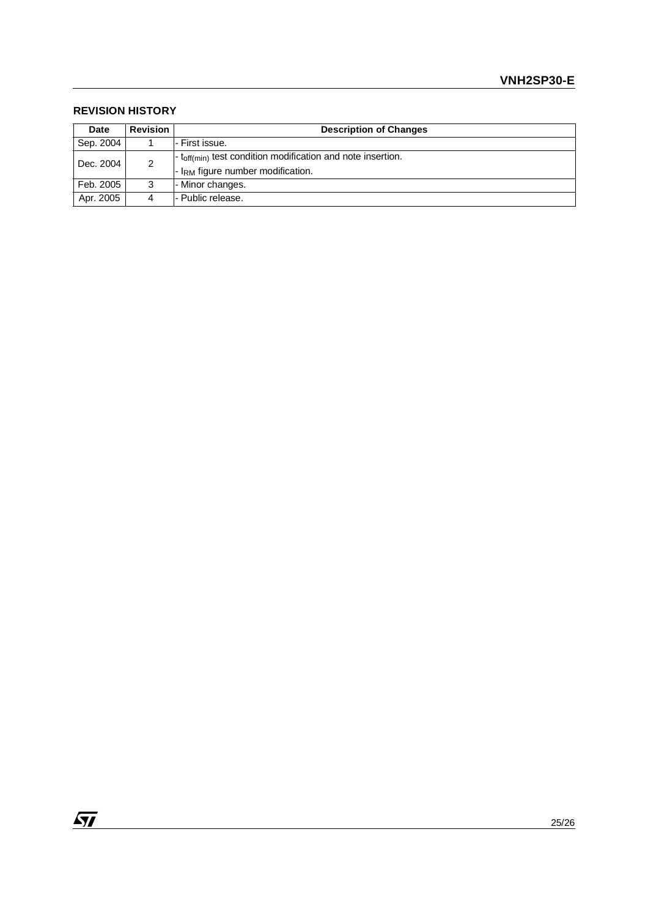## REVISION HISTORY

| Date | Revision | Description of Changes |
|---|---|---|
| Sep. 2004 | 1 | - First issue. |
| Dec. 2004 | 2 | - $t_{off(min)}$ test condition modification and note insertion.<br>- $I_{RM}$ figure number modification. |
| Feb. 2005 | 3 | - Minor changes. |
| Apr. 2005 | 4 | - Public release. |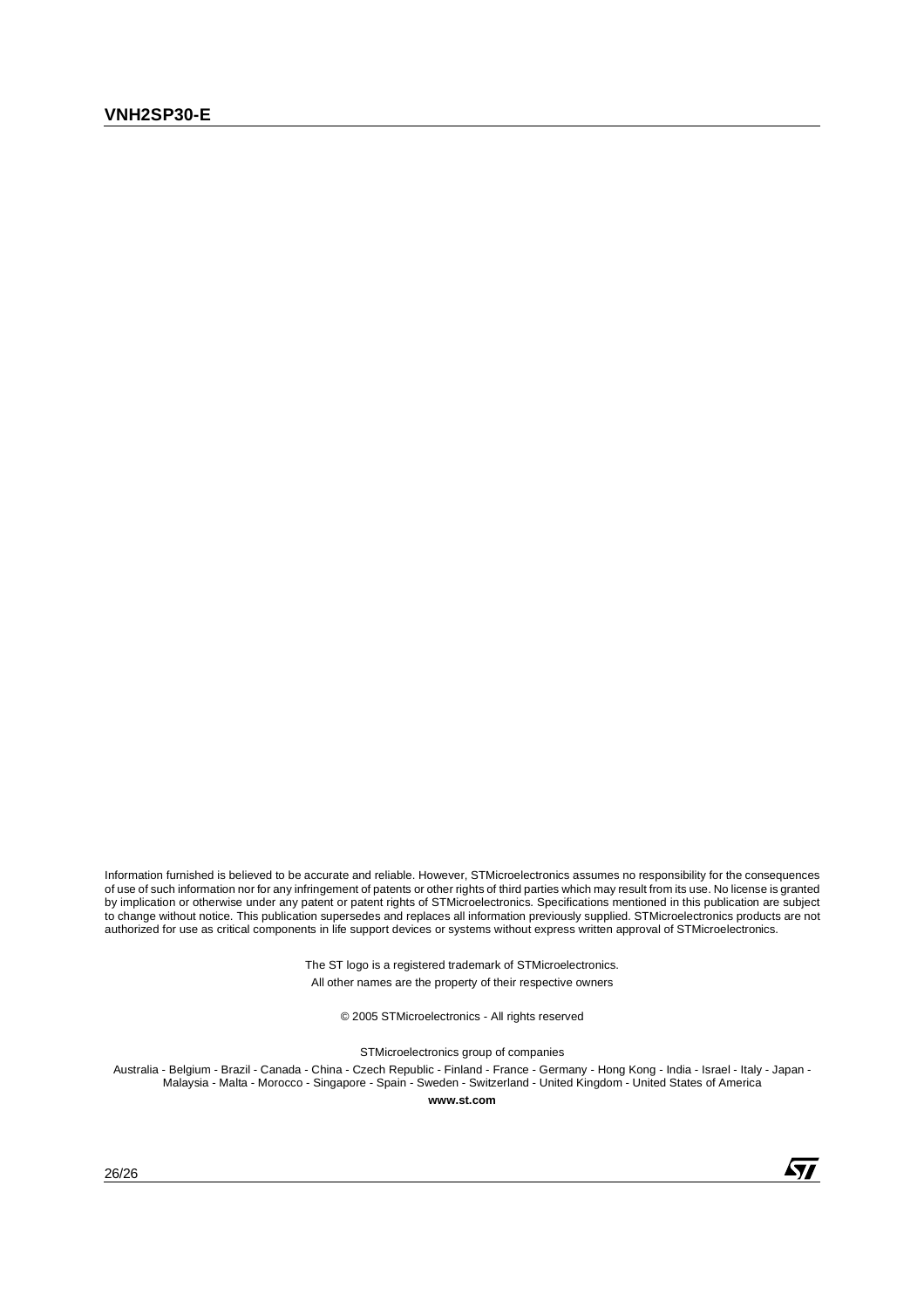Information furnished is believed to be accurate and reliable. However, STMicroelectronics assumes no responsibility for the consequences of use of such information nor for any infringement of patents or other rights of third parties which may result from its use. No license is granted by implication or otherwise under any patent or patent rights of STMicroelectronics. Specifications mentioned in this publication are subject to change without notice. This publication supersedes and replaces all information previously supplied. STMicroelectronics products are not authorized for use as critical components in life support devices or systems without express written approval of STMicroelectronics.

The ST logo is a registered trademark of STMicroelectronics.

All other names are the property of their respective owners

© 2005 STMicroelectronics - All rights reserved

STMicroelectronics group of companies

Australia - Belgium - Brazil - Canada - China - Czech Republic - Finland - France - Germany - Hong Kong - India - Israel - Italy - Japan - Malaysia - Malta - Morocco - Singapore - Spain - Sweden - Switzerland - United Kingdom - United States of America

**www.st.com**